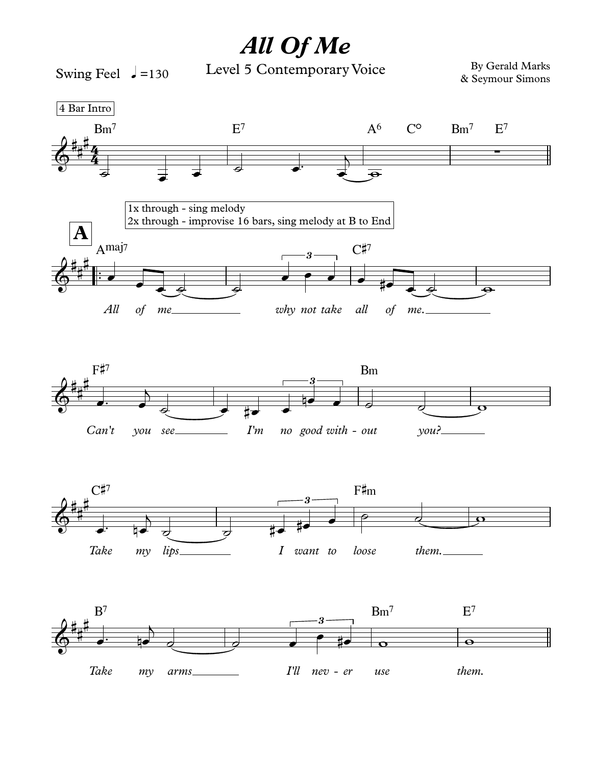# All Of Me

## Level 5 Contemporary Voice

Swing Feel ♩=130

By Gerald Marks
& Seymour Simons

4 Bar Intro

Bm7 | E7 | A6 C° | Bm7 E7

**A**

1x through - sing melody
2x through - improvise 16 bars, sing melody at B to End

Amaj7 | | C♯7 |
*All of me ___ why not take all of me. ___*

F♯7 | | Bm |
*Can't you see ___ I'm no good with - out you? ___*

C♯7 | | F♯m |
*Take my lips ___ I want to loose them. ___*

B7 | | Bm7 | E7
*Take my arms ___ I'll nev - er use them.*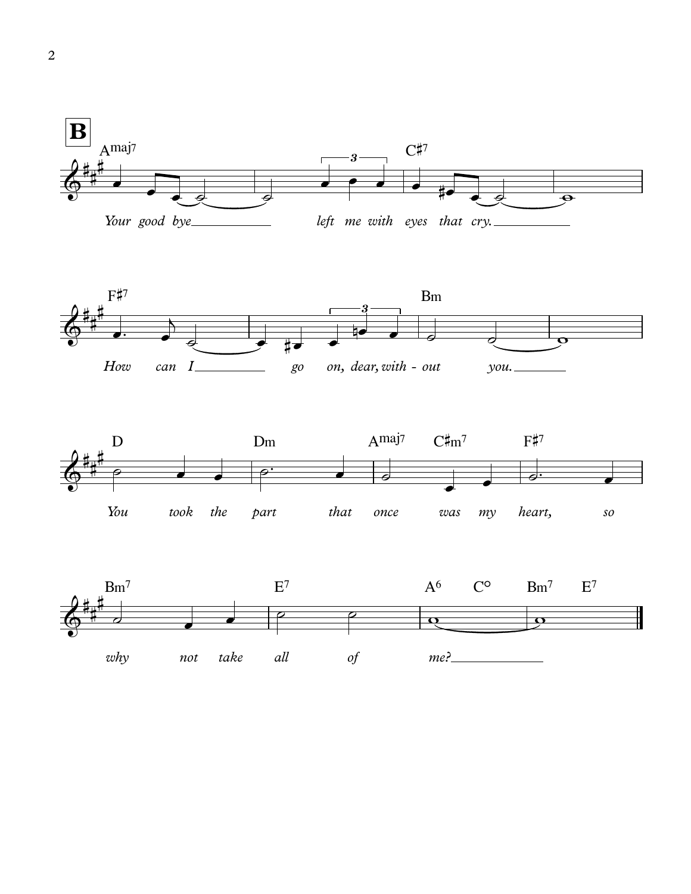**B**

Amaj7 — C♯7

*Your good bye left me with eyes that cry.*

F♯7 — Bm

*How can I go on, dear, with - out you.*

D — Dm — Amaj7 — C♯m7 — F♯7

*You took the part that once was my heart, so*

Bm7 — E7 — A6 — C° — Bm7 — E7

*why not take all of me?*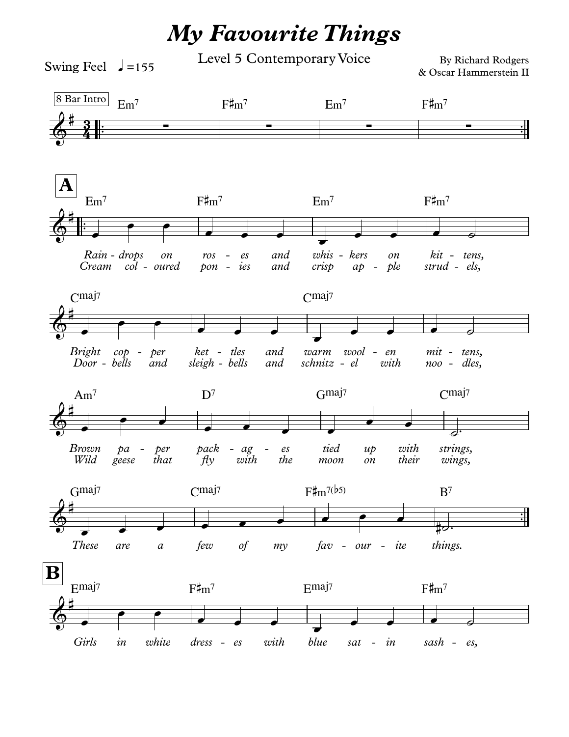# *My Favourite Things*

Level 5 Contemporary Voice

Swing Feel ♩=155

By Richard Rodgers
& Oscar Hammerstein II

8 Bar Intro

Em7 F♯m7 Em7 F♯m7

**A**

Em7 F♯m7 Em7 F♯m7

*Rain - drops on ros - es and whis - kers on kit - tens,*
*Cream col - oured pon - ies and crisp ap - ple strud - els,*

Cmaj7 Cmaj7

*Bright cop - per ket - tles and warm wool - en mit - tens,*
*Door - bells and sleigh - bells and schnitz - el with noo - dles,*

Am7 D7 Gmaj7 Cmaj7

*Brown pa - per pack - ag - es tied up with strings,*
*Wild geese that fly with the moon on their wings,*

Gmaj7 Cmaj7 F♯m7(♭5) B7

*These are a few of my fav - our - ite things.*

**B**

Emaj7 F♯m7 Emaj7 F♯m7

*Girls in white dress - es with blue sat - in sash - es,*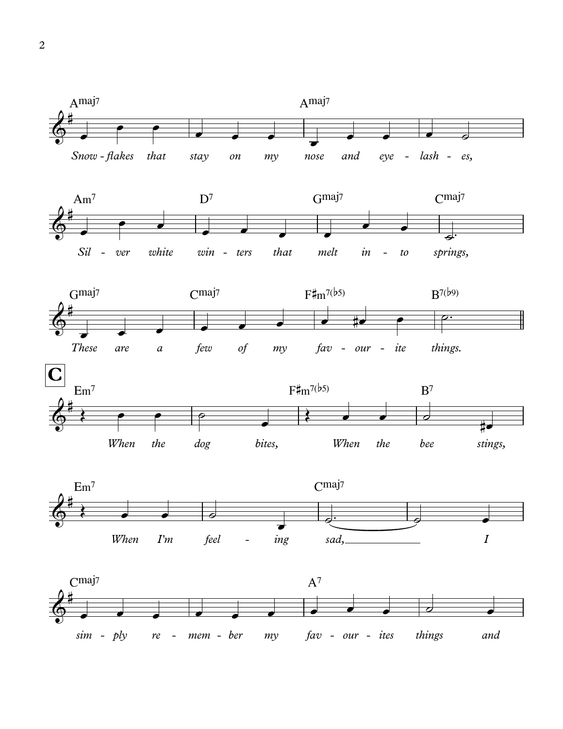Amaj7 Amaj7

*Snow - flakes that stay on my nose and eye - lash - es,*

Am7 D7 Gmaj7 Cmaj7

*Sil - ver white win - ters that melt in - to springs,*

Gmaj7 Cmaj7 F♯m7(♭5) B7(♭9)

*These are a few of my fav - our - ite things.*

**C**

Em7 F♯m7(♭5) B7

*When the dog bites, When the bee stings,*

Em7 Cmaj7

*When I'm feel - ing sad, I*

Cmaj7 A7

*sim - ply re - mem - ber my fav - our - ites things and*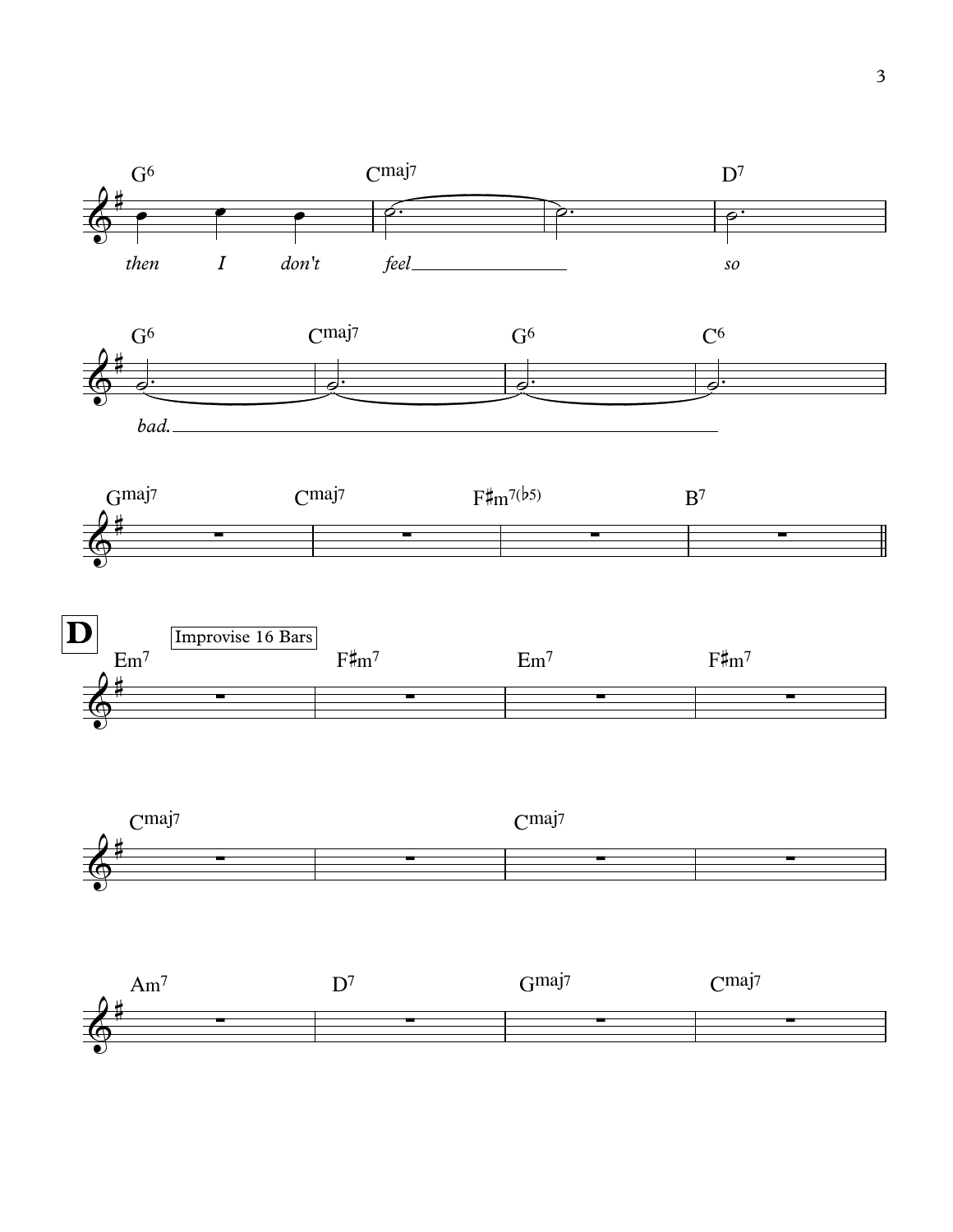G6 Cmaj7 D7

*then I don't feel so*

G6 Cmaj7 G6 C6

*bad.*

Gmaj7 Cmaj7 F♯m7(♭5) B7

**D**

Improvise 16 Bars

Em7 F♯m7 Em7 F♯m7

Cmaj7 Cmaj7

Am7 D7 Gmaj7 Cmaj7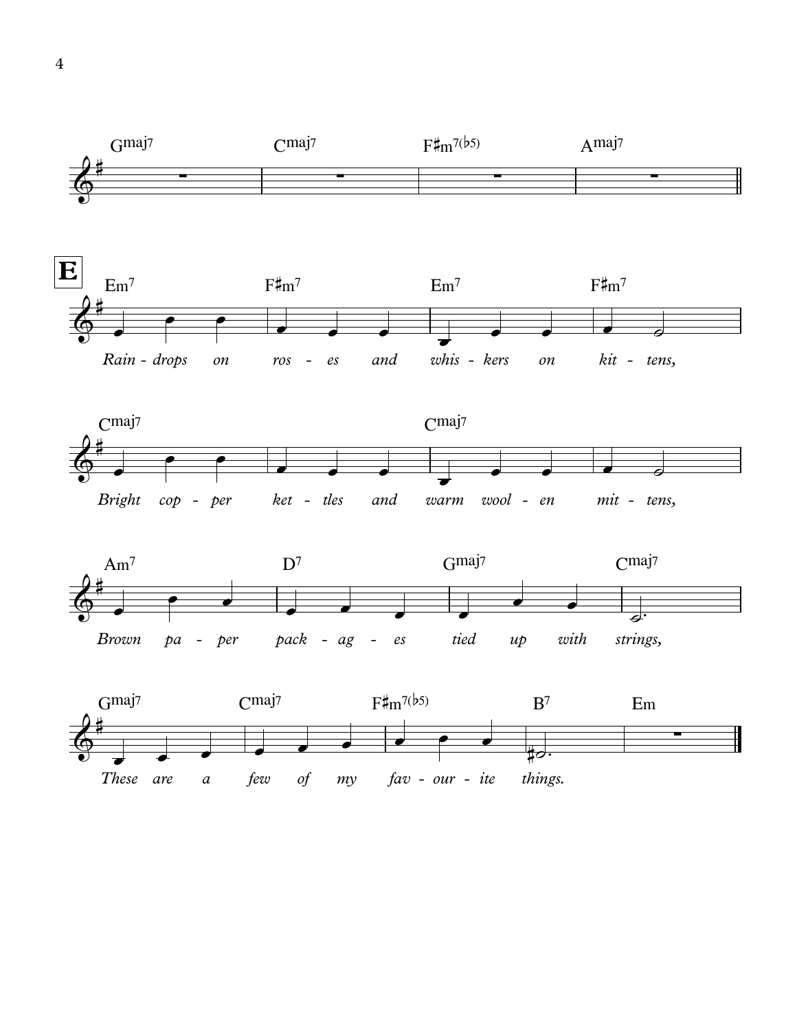Gmaj7 | Cmaj7 | F♯m7(♭5) | Amaj7

**E**

Em7 | F♯m7 | Em7 | F♯m7

*Rain - drops on ros - es and whis - kers on kit - tens,*

Cmaj7 | | Cmaj7 |

*Bright cop - per ket - tles and warm wool - en mit - tens,*

Am7 | D7 | Gmaj7 | Cmaj7

*Brown pa - per pack - ag - es tied up with strings,*

Gmaj7 | Cmaj7 | F♯m7(♭5) | B7 | Em

*These are a few of my fav - our - ite things.*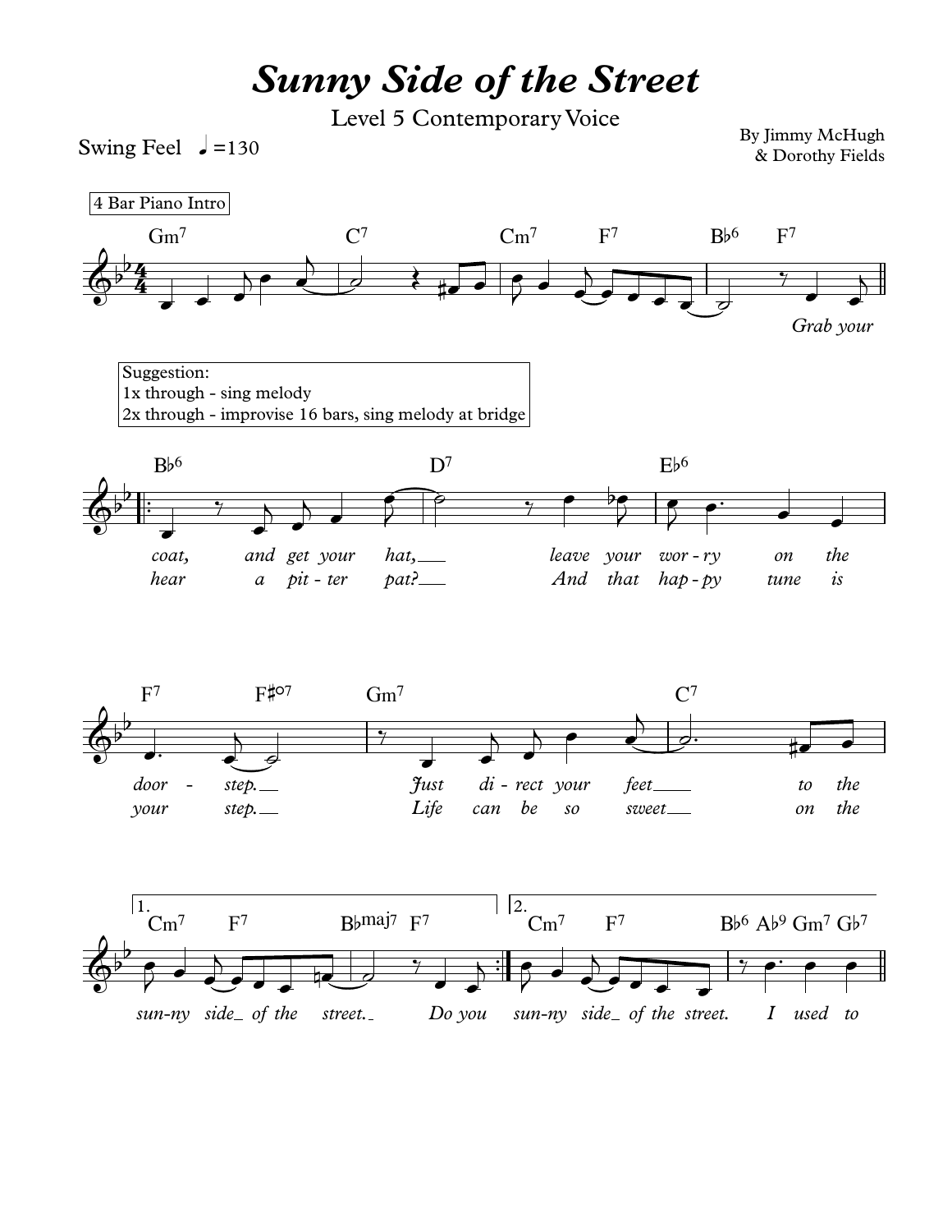# *Sunny Side of the Street*

Level 5 Contemporary Voice

By Jimmy McHugh
& Dorothy Fields

Swing Feel ♩=130

4 Bar Piano Intro

Gm7 C7 Cm7 F7 B♭6 F7

*Grab your*

Suggestion:
1x through - sing melody
2x through - improvise 16 bars, sing melody at bridge

B♭6 D7 E♭6

*coat, and get your hat, leave your wor - ry on the*
*hear a pit - ter pat? And that hap - py tune is*

F7 F♯o7 Gm7 C7

*door - step. Just di - rect your feet to the*
*your step. Life can be so sweet on the*

1. Cm7 F7 B♭maj7 F7

*sun-ny side of the street. Do you*

2. Cm7 F7 B♭6 A♭9 Gm7 G♭7

*sun-ny side of the street. I used to*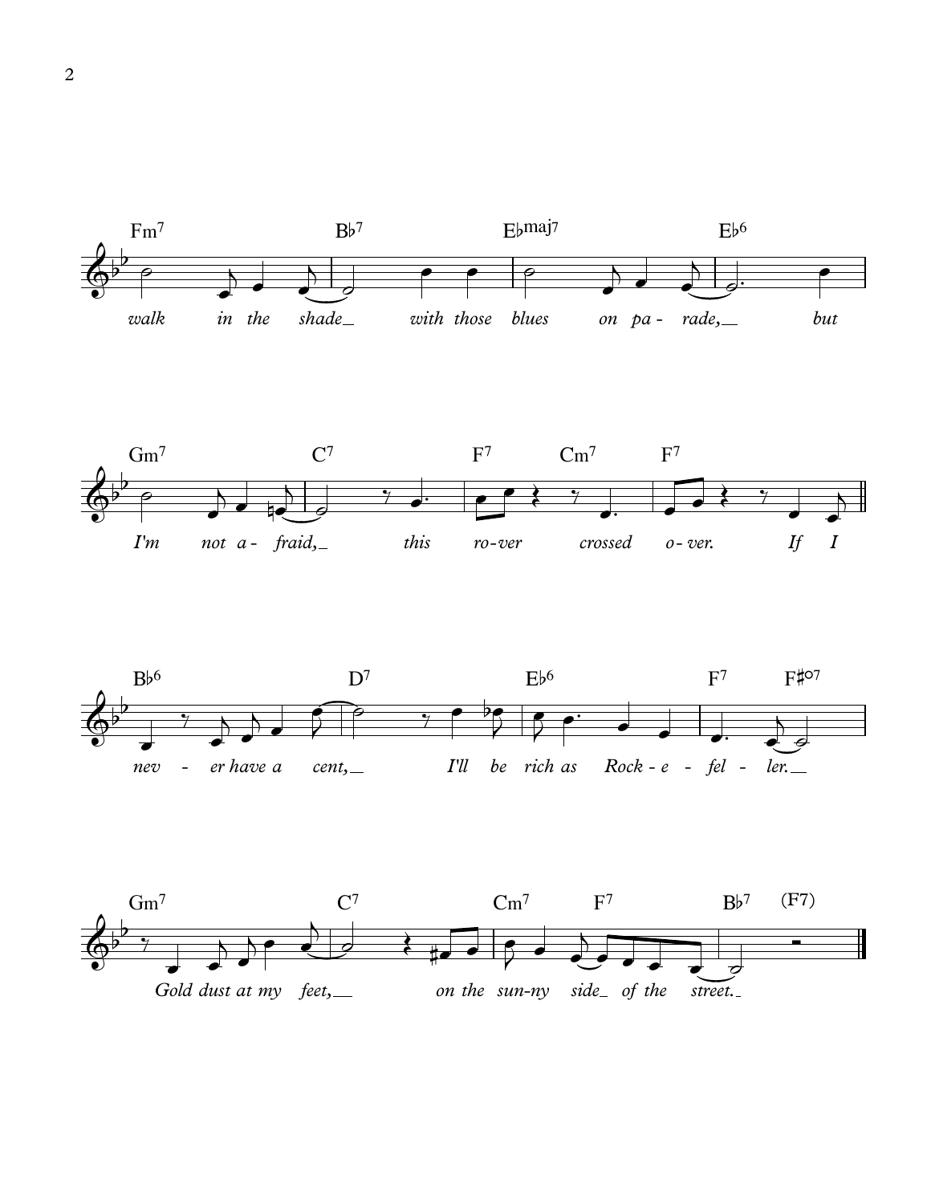Fm7 Bb7 Ebmaj7 Eb6

*walk in the shade_ with those blues on pa - rade,__ but*

Gm7 C7 F7 Cm7 F7

*I'm not a - fraid,_ this ro-ver crossed o - ver. If I*

Bb6 D7 Eb6 F7 F#o7

*nev - er have a cent,__ I'll be rich as Rock - e - fel - ler.__*

Gm7 C7 Cm7 F7 Bb7 (F7)

*Gold dust at my feet,__ on the sun-ny side_ of the street._*